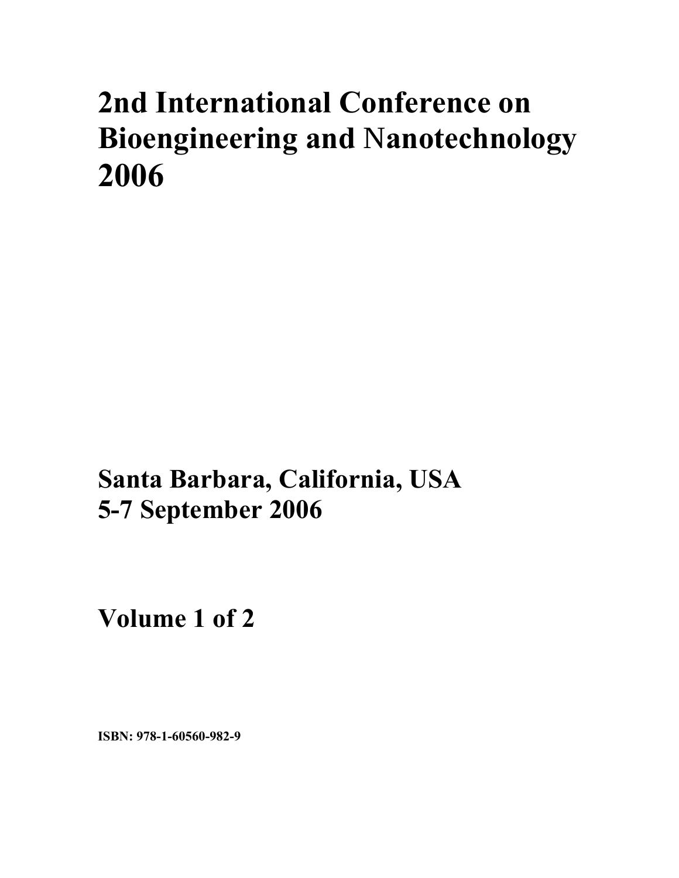# 2nd International Conference on Bioengineering and Nanotechnology 2006

**Santa Barbara, California, USA**
**5-7 September 2006**

**Volume 1 of 2**

**ISBN: 978-1-60560-982-9**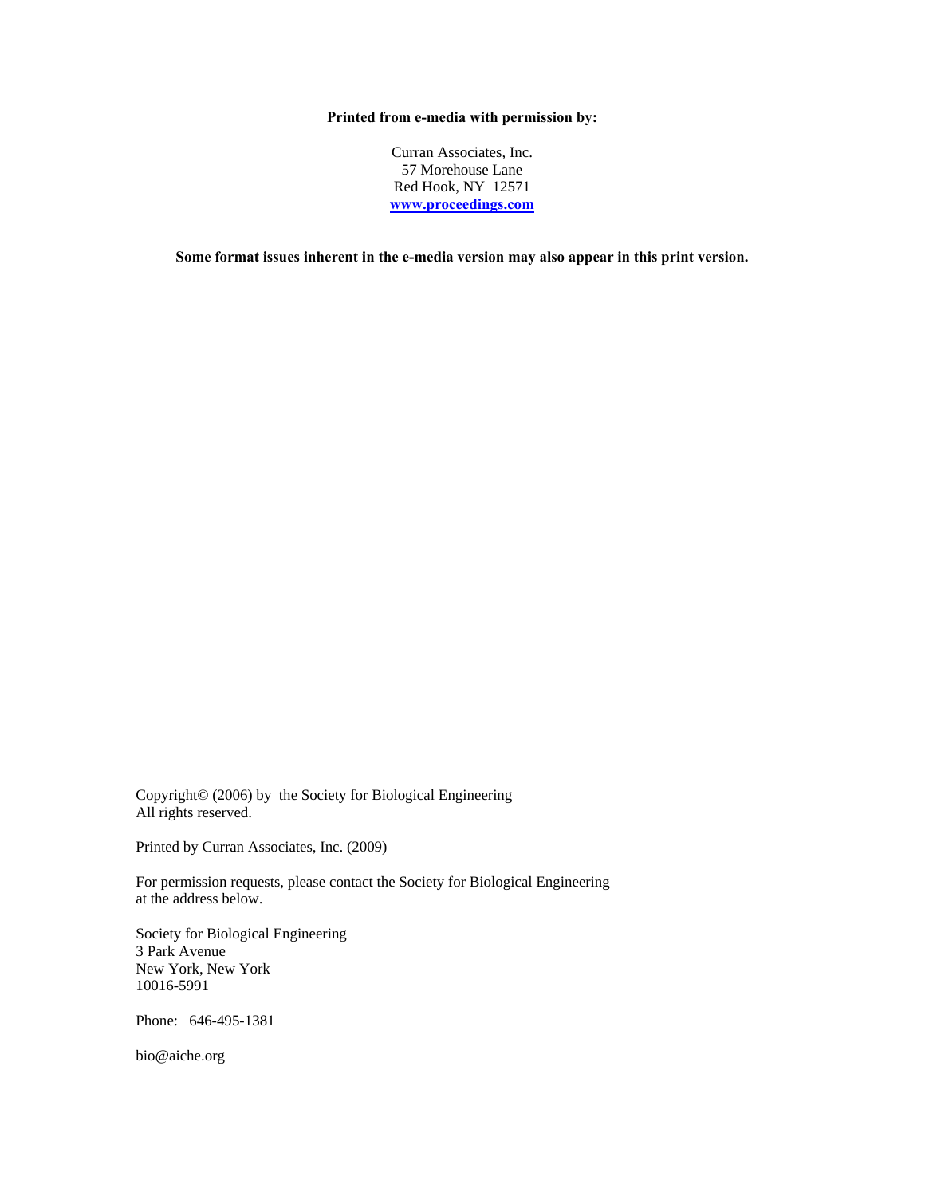**Printed from e-media with permission by:**

Curran Associates, Inc.
57 Morehouse Lane
Red Hook, NY 12571
**www.proceedings.com**

**Some format issues inherent in the e-media version may also appear in this print version.**

Copyright© (2006) by the Society for Biological Engineering
All rights reserved.

Printed by Curran Associates, Inc. (2009)

For permission requests, please contact the Society for Biological Engineering at the address below.

Society for Biological Engineering
3 Park Avenue
New York, New York
10016-5991

Phone: 646-495-1381

bio@aiche.org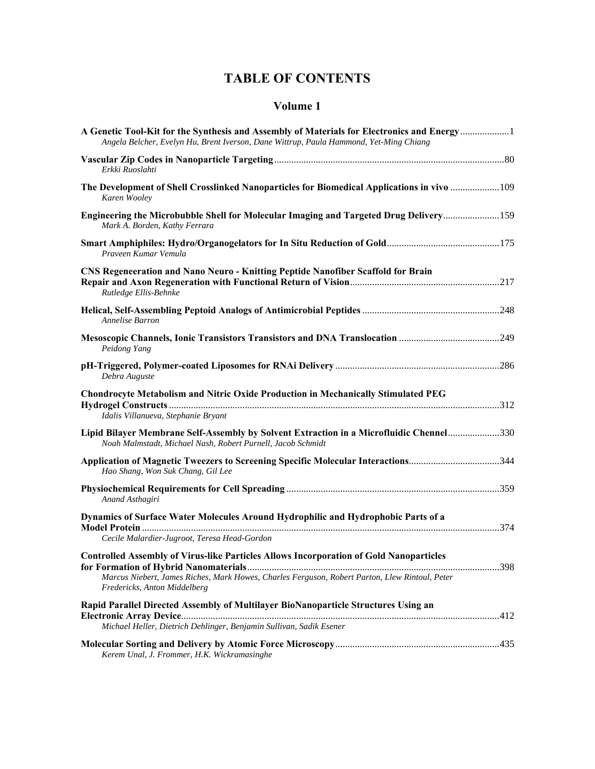# TABLE OF CONTENTS

## Volume 1

**A Genetic Tool-Kit for the Synthesis and Assembly of Materials for Electronics and Energy** .................... 1
*Angela Belcher, Evelyn Hu, Brent Iverson, Dane Wittrup, Paula Hammond, Yet-Ming Chiang*

**Vascular Zip Codes in Nanoparticle Targeting** .................... 80
*Erkki Ruoslahti*

**The Development of Shell Crosslinked Nanoparticles for Biomedical Applications in vivo** .................... 109
*Karen Wooley*

**Engineering the Microbubble Shell for Molecular Imaging and Targeted Drug Delivery** .................... 159
*Mark A. Borden, Kathy Ferrara*

**Smart Amphiphiles: Hydro/Organogelators for In Situ Reduction of Gold** .................... 175
*Praveen Kumar Vemula*

**CNS Regeneeration and Nano Neuro - Knitting Peptide Nanofiber Scaffold for Brain Repair and Axon Regeneration with Functional Return of Vision** .................... 217
*Rutledge Ellis-Behnke*

**Helical, Self-Assembling Peptoid Analogs of Antimicrobial Peptides** .................... 248
*Annelise Barron*

**Mesoscopic Channels, Ionic Transistors Transistors and DNA Translocation** .................... 249
*Peidong Yang*

**pH-Triggered, Polymer-coated Liposomes for RNAi Delivery** .................... 286
*Debra Auguste*

**Chondrocyte Metabolism and Nitric Oxide Production in Mechanically Stimulated PEG Hydrogel Constructs** .................... 312
*Idalis Villanueva, Stephanie Bryant*

**Lipid Bilayer Membrane Self-Assembly by Solvent Extraction in a Microfluidic Chennel** .................... 330
*Noah Malmstadt, Michael Nash, Robert Purnell, Jacob Schmidt*

**Application of Magnetic Tweezers to Screening Specific Molecular Interactions** .................... 344
*Hao Shang, Won Suk Chang, Gil Lee*

**Physiochemical Requirements for Cell Spreading** .................... 359
*Anand Asthagiri*

**Dynamics of Surface Water Molecules Around Hydrophilic and Hydrophobic Parts of a Model Protein** .................... 374
*Cecile Malardier-Jugroot, Teresa Head-Gordon*

**Controlled Assembly of Virus-like Particles Allows Incorporation of Gold Nanoparticles for Formation of Hybrid Nanomaterials** .................... 398
*Marcus Niebert, James Riches, Mark Howes, Charles Ferguson, Robert Parton, Llew Rintoul, Peter Fredericks, Anton Middelberg*

**Rapid Parallel Directed Assembly of Multilayer BioNanoparticle Structures Using an Electronic Array Device** .................... 412
*Michael Heller, Dietrich Dehlinger, Benjamin Sullivan, Sadik Esener*

**Molecular Sorting and Delivery by Atomic Force Microscopy** .................... 435
*Kerem Unal, J. Frommer, H.K. Wickramasinghe*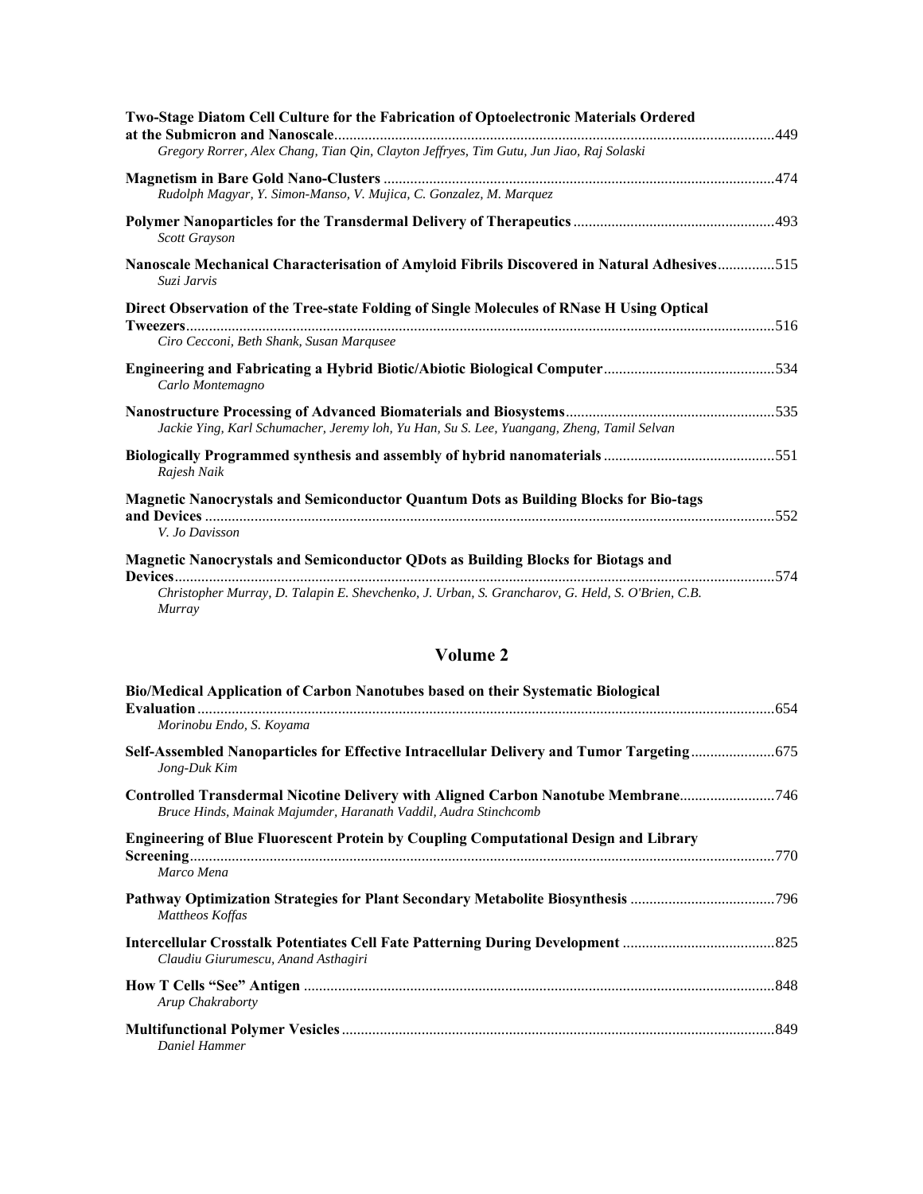**Two-Stage Diatom Cell Culture for the Fabrication of Optoelectronic Materials Ordered at the Submicron and Nanoscale**.................................................................................................449
*Gregory Rorrer, Alex Chang, Tian Qin, Clayton Jeffryes, Tim Gutu, Jun Jiao, Raj Solaski*

**Magnetism in Bare Gold Nano-Clusters**.....................................................................................................474
*Rudolph Magyar, Y. Simon-Manso, V. Mujica, C. Gonzalez, M. Marquez*

**Polymer Nanoparticles for the Transdermal Delivery of Therapeutics**....................................................493
*Scott Grayson*

**Nanoscale Mechanical Characterisation of Amyloid Fibrils Discovered in Natural Adhesives**...............515
*Suzi Jarvis*

**Direct Observation of the Tree-state Folding of Single Molecules of RNase H Using Optical Tweezers**.........................................................................................................................................516
*Ciro Cecconi, Beth Shank, Susan Marqusee*

**Engineering and Fabricating a Hybrid Biotic/Abiotic Biological Computer**............................................534
*Carlo Montemagno*

**Nanostructure Processing of Advanced Biomaterials and Biosystems**......................................................535
*Jackie Ying, Karl Schumacher, Jeremy loh, Yu Han, Su S. Lee, Yuangang, Zheng, Tamil Selvan*

**Biologically Programmed synthesis and assembly of hybrid nanomaterials**............................................551
*Rajesh Naik*

**Magnetic Nanocrystals and Semiconductor Quantum Dots as Building Blocks for Bio-tags and Devices**....................................................................................................................................552
*V. Jo Davisson*

**Magnetic Nanocrystals and Semiconductor QDots as Building Blocks for Biotags and Devices**............................................................................................................................................574
*Christopher Murray, D. Talapin E. Shevchenko, J. Urban, S. Grancharov, G. Held, S. O'Brien, C.B. Murray*

## Volume 2

**Bio/Medical Application of Carbon Nanotubes based on their Systematic Biological Evaluation**......................................................................................................................................654
*Morinobu Endo, S. Koyama*

**Self-Assembled Nanoparticles for Effective Intracellular Delivery and Tumor Targeting**......................675
*Jong-Duk Kim*

**Controlled Transdermal Nicotine Delivery with Aligned Carbon Nanotube Membrane**.........................746
*Bruce Hinds, Mainak Majumder, Haranath Vaddil, Audra Stinchcomb*

**Engineering of Blue Fluorescent Protein by Coupling Computational Design and Library Screening**........................................................................................................................................770
*Marco Mena*

**Pathway Optimization Strategies for Plant Secondary Metabolite Biosynthesis**......................................796
*Mattheos Koffas*

**Intercellular Crosstalk Potentiates Cell Fate Patterning During Development**........................................825
*Claudiu Giurumescu, Anand Asthagiri*

**How T Cells "See" Antigen**..........................................................................................................848
*Arup Chakraborty*

**Multifunctional Polymer Vesicles**................................................................................................849
*Daniel Hammer*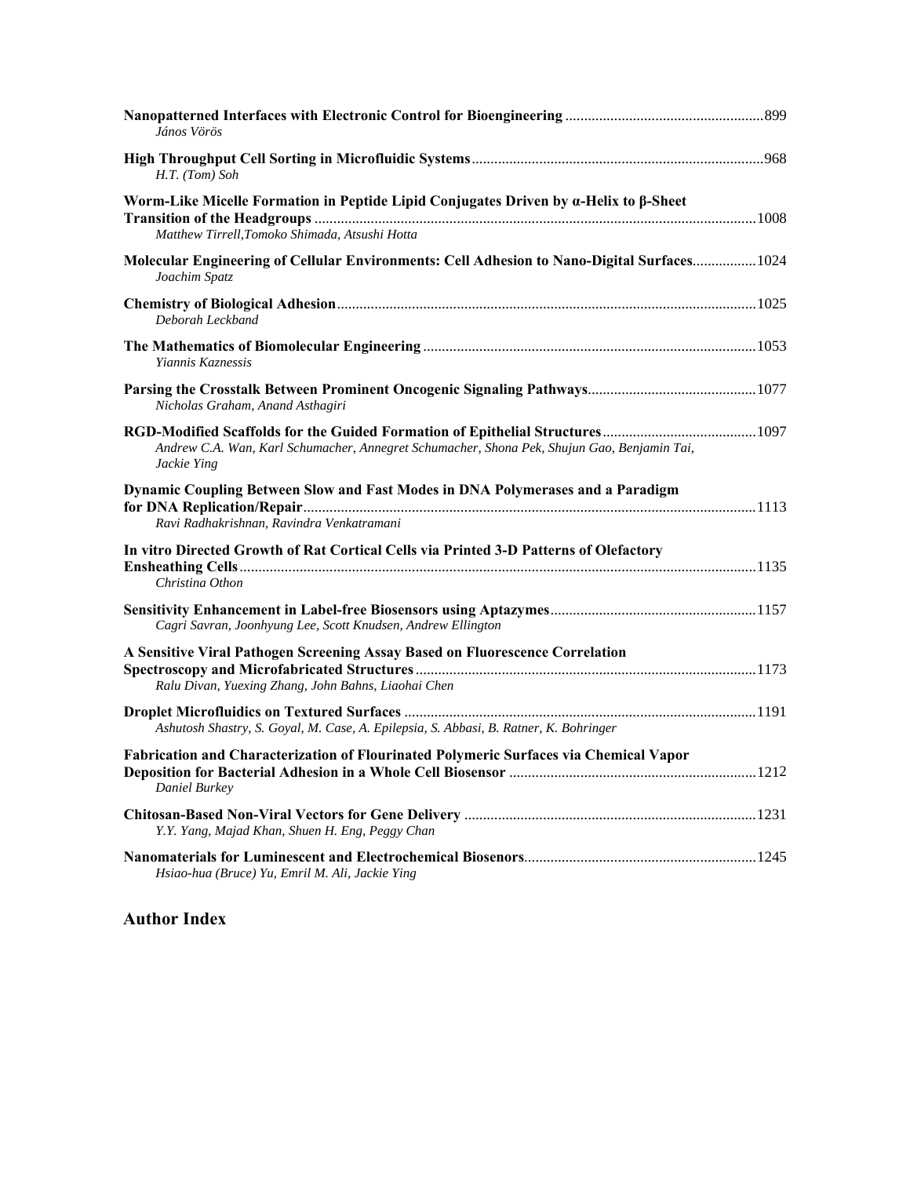**Nanopatterned Interfaces with Electronic Control for Bioengineering** ....................................................899
*János Vörös*

**High Throughput Cell Sorting in Microfluidic Systems**.............................................................................968
*H.T. (Tom) Soh*

**Worm-Like Micelle Formation in Peptide Lipid Conjugates Driven by α-Helix to β-Sheet Transition of the Headgroups** ....................................................................................................................1008
*Matthew Tirrell,Tomoko Shimada, Atsushi Hotta*

**Molecular Engineering of Cellular Environments: Cell Adhesion to Nano-Digital Surfaces**.................1024
*Joachim Spatz*

**Chemistry of Biological Adhesion**..............................................................................................................1025
*Deborah Leckband*

**The Mathematics of Biomolecular Engineering** ........................................................................................1053
*Yiannis Kaznessis*

**Parsing the Crosstalk Between Prominent Oncogenic Signaling Pathways**............................................1077
*Nicholas Graham, Anand Asthagiri*

**RGD-Modified Scaffolds for the Guided Formation of Epithelial Structures**.........................................1097
*Andrew C.A. Wan, Karl Schumacher, Annegret Schumacher, Shona Pek, Shujun Gao, Benjamin Tai, Jackie Ying*

**Dynamic Coupling Between Slow and Fast Modes in DNA Polymerases and a Paradigm for DNA Replication/Repair**........................................................................................................................1113
*Ravi Radhakrishnan, Ravindra Venkatramani*

**In vitro Directed Growth of Rat Cortical Cells via Printed 3-D Patterns of Olefactory Ensheathing Cells**.........................................................................................................................................1135
*Christina Othon*

**Sensitivity Enhancement in Label-free Biosensors using Aptazymes**......................................................1157
*Cagri Savran, Joonhyung Lee, Scott Knudsen, Andrew Ellington*

**A Sensitive Viral Pathogen Screening Assay Based on Fluorescence Correlation Spectroscopy and Microfabricated Structures**..........................................................................................1173
*Ralu Divan, Yuexing Zhang, John Bahns, Liaohai Chen*

**Droplet Microfluidics on Textured Surfaces** ............................................................................................1191
*Ashutosh Shastry, S. Goyal, M. Case, A. Epilepsia, S. Abbasi, B. Ratner, K. Bohringer*

**Fabrication and Characterization of Flourinated Polymeric Surfaces via Chemical Vapor Deposition for Bacterial Adhesion in a Whole Cell Biosensor** .................................................................1212
*Daniel Burkey*

**Chitosan-Based Non-Viral Vectors for Gene Delivery** .............................................................................1231
*Y.Y. Yang, Majad Khan, Shuen H. Eng, Peggy Chan*

**Nanomaterials for Luminescent and Electrochemical Biosenors**.............................................................1245
*Hsiao-hua (Bruce) Yu, Emril M. Ali, Jackie Ying*

## Author Index